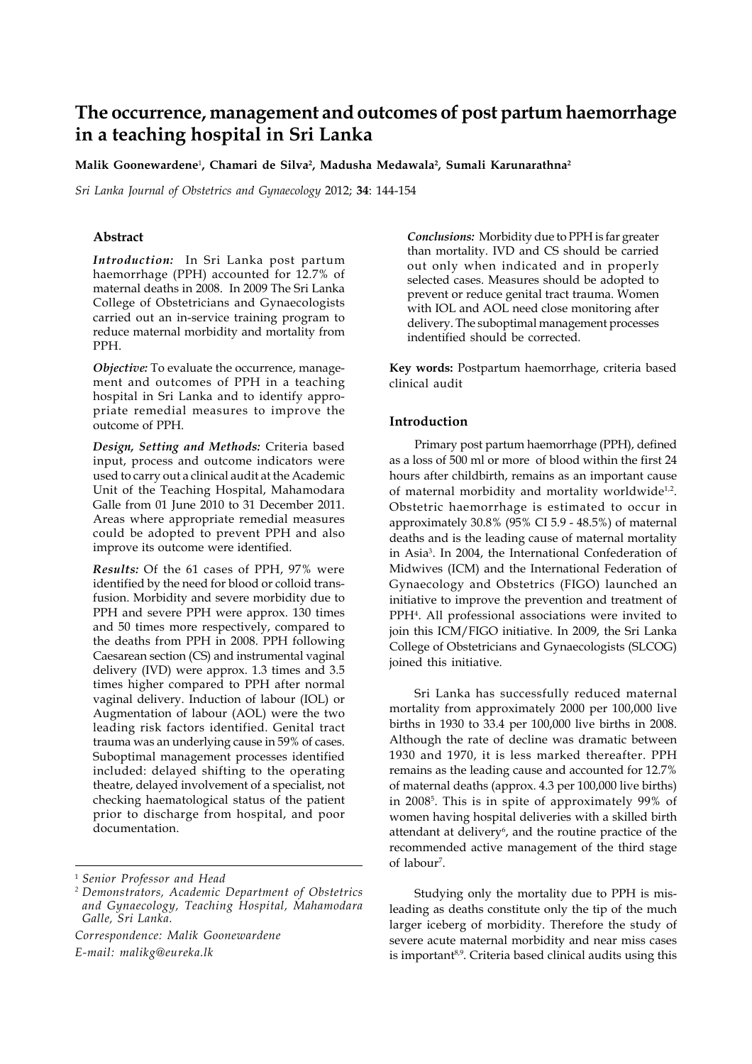// The occurrence, management and outcomes of post partum haemorrhage in a teaching hospital in Sri Lanka

**Malik Goonewardene**[1], **Chamari de Silva**[2], **Madusha Medawala**[2], **Sumali Karunarathna**[2]

*Sri Lanka Journal of Obstetrics and Gynaecology* 2012; **34**: 144-154

## Abstract

***Introduction:*** In Sri Lanka post partum haemorrhage (PPH) accounted for 12.7% of maternal deaths in 2008. In 2009 The Sri Lanka College of Obstetricians and Gynaecologists carried out an in-service training program to reduce maternal morbidity and mortality from PPH.

***Objective:*** To evaluate the occurrence, management and outcomes of PPH in a teaching hospital in Sri Lanka and to identify appropriate remedial measures to improve the outcome of PPH.

***Design, Setting and Methods:*** Criteria based input, process and outcome indicators were used to carry out a clinical audit at the Academic Unit of the Teaching Hospital, Mahamodara Galle from 01 June 2010 to 31 December 2011. Areas where appropriate remedial measures could be adopted to prevent PPH and also improve its outcome were identified.

***Results:*** Of the 61 cases of PPH, 97% were identified by the need for blood or colloid transfusion. Morbidity and severe morbidity due to PPH and severe PPH were approx. 130 times and 50 times more respectively, compared to the deaths from PPH in 2008. PPH following Caesarean section (CS) and instrumental vaginal delivery (IVD) were approx. 1.3 times and 3.5 times higher compared to PPH after normal vaginal delivery. Induction of labour (IOL) or Augmentation of labour (AOL) were the two leading risk factors identified. Genital tract trauma was an underlying cause in 59% of cases. Suboptimal management processes identified included: delayed shifting to the operating theatre, delayed involvement of a specialist, not checking haematological status of the patient prior to discharge from hospital, and poor documentation.

***Conclusions:*** Morbidity due to PPH is far greater than mortality. IVD and CS should be carried out only when indicated and in properly selected cases. Measures should be adopted to prevent or reduce genital tract trauma. Women with IOL and AOL need close monitoring after delivery. The suboptimal management processes indentified should be corrected.

**Key words:** Postpartum haemorrhage, criteria based clinical audit

## Introduction

Primary post partum haemorrhage (PPH), defined as a loss of 500 ml or more of blood within the first 24 hours after childbirth, remains as an important cause of maternal morbidity and mortality worldwide[1,2]. Obstetric haemorrhage is estimated to occur in approximately 30.8% (95% CI 5.9 - 48.5%) of maternal deaths and is the leading cause of maternal mortality in Asia[3]. In 2004, the International Confederation of Midwives (ICM) and the International Federation of Gynaecology and Obstetrics (FIGO) launched an initiative to improve the prevention and treatment of PPH[4]. All professional associations were invited to join this ICM/FIGO initiative. In 2009, the Sri Lanka College of Obstetricians and Gynaecologists (SLCOG) joined this initiative.

Sri Lanka has successfully reduced maternal mortality from approximately 2000 per 100,000 live births in 1930 to 33.4 per 100,000 live births in 2008. Although the rate of decline was dramatic between 1930 and 1970, it is less marked thereafter. PPH remains as the leading cause and accounted for 12.7% of maternal deaths (approx. 4.3 per 100,000 live births) in 2008[5]. This is in spite of approximately 99% of women having hospital deliveries with a skilled birth attendant at delivery[6], and the routine practice of the recommended active management of the third stage of labour[7].

Studying only the mortality due to PPH is misleading as deaths constitute only the tip of the much larger iceberg of morbidity. Therefore the study of severe acute maternal morbidity and near miss cases is important[8,9]. Criteria based clinical audits using this

---

[1] *Senior Professor and Head*

[2] *Demonstrators, Academic Department of Obstetrics and Gynaecology, Teaching Hospital, Mahamodara Galle, Sri Lanka.*

*Correspondence: Malik Goonewardene*

*E-mail: malikg@eureka.lk*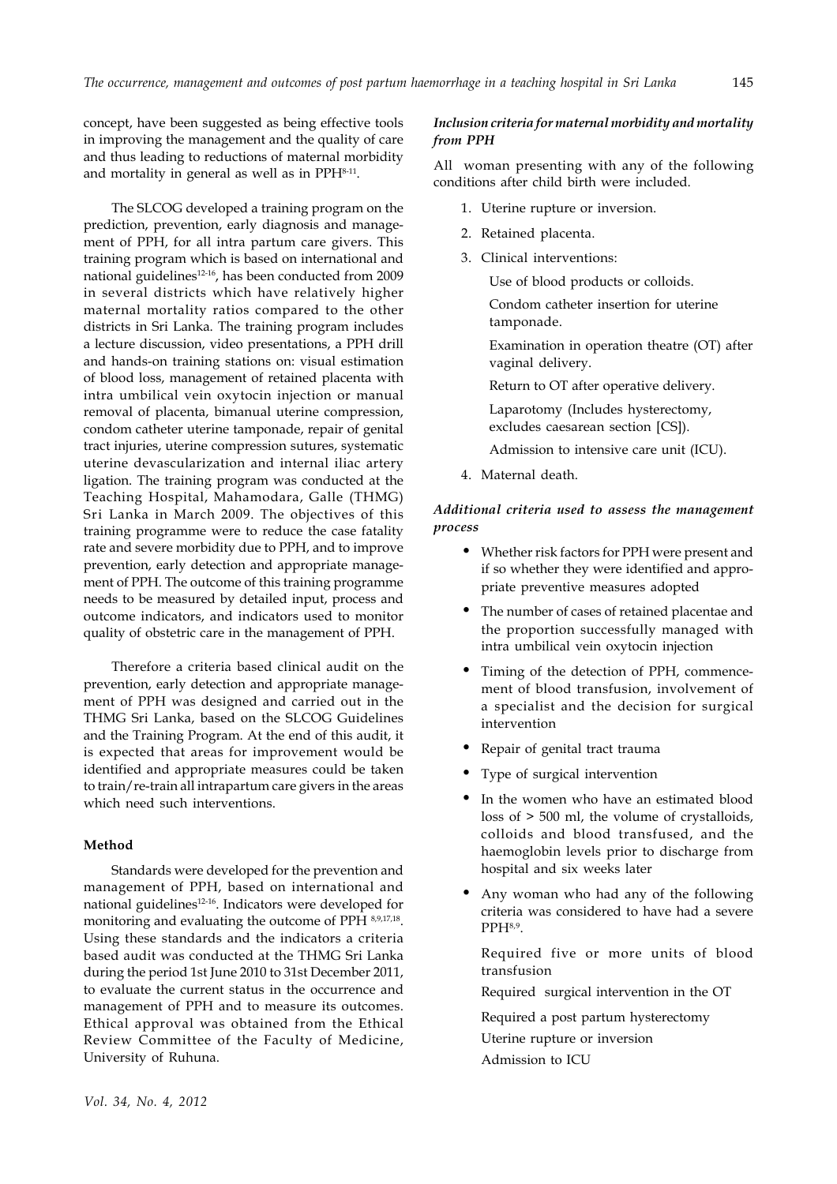concept, have been suggested as being effective tools in improving the management and the quality of care and thus leading to reductions of maternal morbidity and mortality in general as well as in PPH[8-11].

The SLCOG developed a training program on the prediction, prevention, early diagnosis and management of PPH, for all intra partum care givers. This training program which is based on international and national guidelines[12-16], has been conducted from 2009 in several districts which have relatively higher maternal mortality ratios compared to the other districts in Sri Lanka. The training program includes a lecture discussion, video presentations, a PPH drill and hands-on training stations on: visual estimation of blood loss, management of retained placenta with intra umbilical vein oxytocin injection or manual removal of placenta, bimanual uterine compression, condom catheter uterine tamponade, repair of genital tract injuries, uterine compression sutures, systematic uterine devascularization and internal iliac artery ligation. The training program was conducted at the Teaching Hospital, Mahamodara, Galle (THMG) Sri Lanka in March 2009. The objectives of this training programme were to reduce the case fatality rate and severe morbidity due to PPH, and to improve prevention, early detection and appropriate management of PPH. The outcome of this training programme needs to be measured by detailed input, process and outcome indicators, and indicators used to monitor quality of obstetric care in the management of PPH.

Therefore a criteria based clinical audit on the prevention, early detection and appropriate management of PPH was designed and carried out in the THMG Sri Lanka, based on the SLCOG Guidelines and the Training Program. At the end of this audit, it is expected that areas for improvement would be identified and appropriate measures could be taken to train/re-train all intrapartum care givers in the areas which need such interventions.

## Method

Standards were developed for the prevention and management of PPH, based on international and national guidelines[12-16]. Indicators were developed for monitoring and evaluating the outcome of PPH [8,9,17,18]. Using these standards and the indicators a criteria based audit was conducted at the THMG Sri Lanka during the period 1st June 2010 to 31st December 2011, to evaluate the current status in the occurrence and management of PPH and to measure its outcomes. Ethical approval was obtained from the Ethical Review Committee of the Faculty of Medicine, University of Ruhuna.

### *Inclusion criteria for maternal morbidity and mortality from PPH*

All woman presenting with any of the following conditions after child birth were included.

1. Uterine rupture or inversion.
2. Retained placenta.
3. Clinical interventions:

   Use of blood products or colloids.

   Condom catheter insertion for uterine tamponade.

   Examination in operation theatre (OT) after vaginal delivery.

   Return to OT after operative delivery.

   Laparotomy (Includes hysterectomy, excludes caesarean section [CS]).

   Admission to intensive care unit (ICU).
4. Maternal death.

### *Additional criteria used to assess the management process*

- Whether risk factors for PPH were present and if so whether they were identified and appropriate preventive measures adopted
- The number of cases of retained placentae and the proportion successfully managed with intra umbilical vein oxytocin injection
- Timing of the detection of PPH, commencement of blood transfusion, involvement of a specialist and the decision for surgical intervention
- Repair of genital tract trauma
- Type of surgical intervention
- In the women who have an estimated blood loss of > 500 ml, the volume of crystalloids, colloids and blood transfused, and the haemoglobin levels prior to discharge from hospital and six weeks later
- Any woman who had any of the following criteria was considered to have had a severe PPH[8,9].

  Required five or more units of blood transfusion

  Required surgical intervention in the OT

  Required a post partum hysterectomy

  Uterine rupture or inversion

  Admission to ICU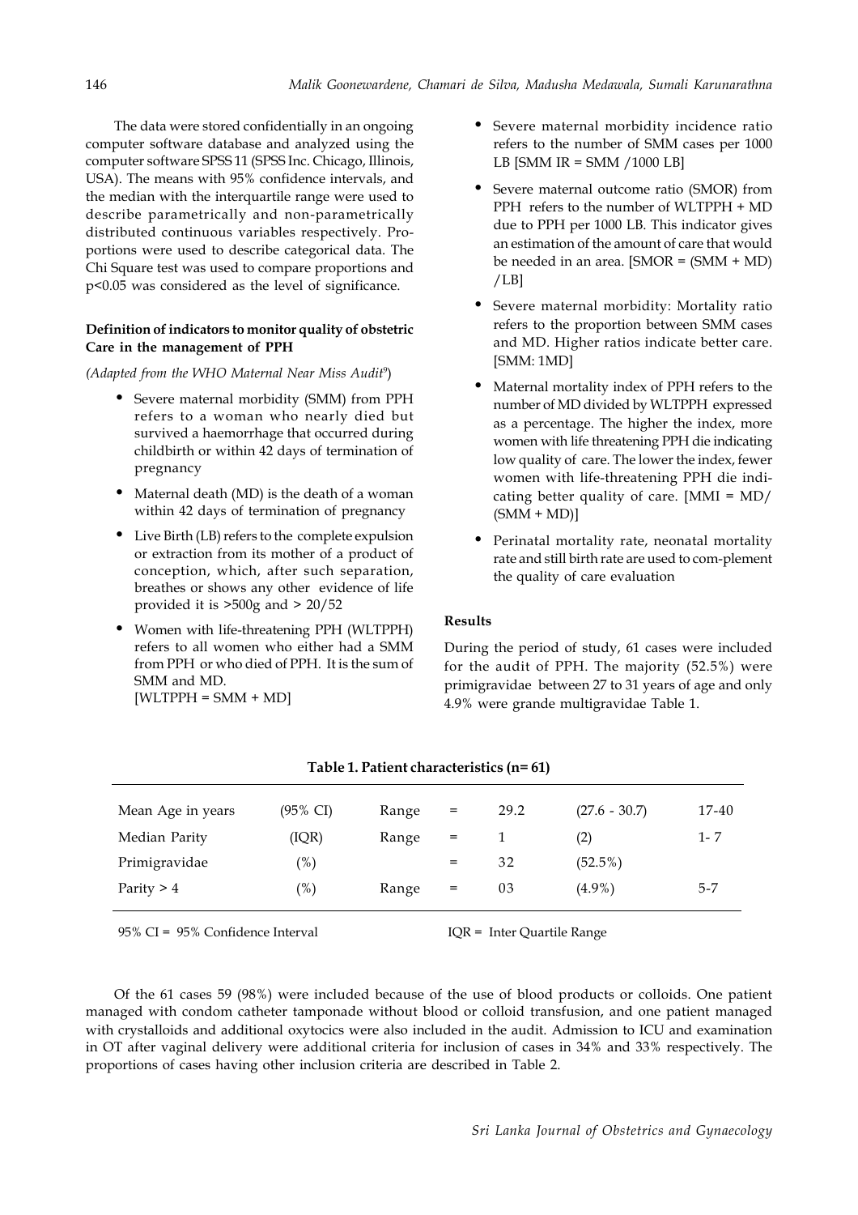The data were stored confidentially in an ongoing computer software database and analyzed using the computer software SPSS 11 (SPSS Inc. Chicago, Illinois, USA). The means with 95% confidence intervals, and the median with the interquartile range were used to describe parametrically and non-parametrically distributed continuous variables respectively. Proportions were used to describe categorical data. The Chi Square test was used to compare proportions and $p<0.05$ was considered as the level of significance.

**Definition of indicators to monitor quality of obstetric Care in the management of PPH**

*(Adapted from the WHO Maternal Near Miss Audit*[9]*)*

- Severe maternal morbidity (SMM) from PPH refers to a woman who nearly died but survived a haemorrhage that occurred during childbirth or within 42 days of termination of pregnancy
- Maternal death (MD) is the death of a woman within 42 days of termination of pregnancy
- Live Birth (LB) refers to the complete expulsion or extraction from its mother of a product of conception, which, after such separation, breathes or shows any other evidence of life provided it is >500g and > 20/52
- Women with life-threatening PPH (WLTPPH) refers to all women who either had a SMM from PPH or who died of PPH. It is the sum of SMM and MD.
  [WLTPPH = SMM + MD]
- Severe maternal morbidity incidence ratio refers to the number of SMM cases per 1000 LB [SMM IR = SMM /1000 LB]
- Severe maternal outcome ratio (SMOR) from PPH refers to the number of WLTPPH + MD due to PPH per 1000 LB. This indicator gives an estimation of the amount of care that would be needed in an area. [SMOR = (SMM + MD) /LB]
- Severe maternal morbidity: Mortality ratio refers to the proportion between SMM cases and MD. Higher ratios indicate better care. [SMM: 1MD]
- Maternal mortality index of PPH refers to the number of MD divided by WLTPPH expressed as a percentage. The higher the index, more women with life threatening PPH die indicating low quality of care. The lower the index, fewer women with life-threatening PPH die indicating better quality of care. [MMI = MD/ (SMM + MD)]
- Perinatal mortality rate, neonatal mortality rate and still birth rate are used to com-plement the quality of care evaluation

**Results**

During the period of study, 61 cases were included for the audit of PPH. The majority (52.5%) were primigravidae between 27 to 31 years of age and only 4.9% were grande multigravidae Table 1.

**Table 1. Patient characteristics (n= 61)**

| | | | | | | |
|---|---|---|---|---|---|---|
| Mean Age in years | (95% CI) | Range | = | 29.2 | (27.6 - 30.7) | 17-40 |
| Median Parity | (IQR) | Range | = | 1 | (2) | 1- 7 |
| Primigravidae | (%) | | = | 32 | (52.5%) | |
| Parity > 4 | (%) | Range | = | 03 | (4.9%) | 5-7 |

95% CI = 95% Confidence Interval    IQR = Inter Quartile Range

Of the 61 cases 59 (98%) were included because of the use of blood products or colloids. One patient managed with condom catheter tamponade without blood or colloid transfusion, and one patient managed with crystalloids and additional oxytocics were also included in the audit. Admission to ICU and examination in OT after vaginal delivery were additional criteria for inclusion of cases in 34% and 33% respectively. The proportions of cases having other inclusion criteria are described in Table 2.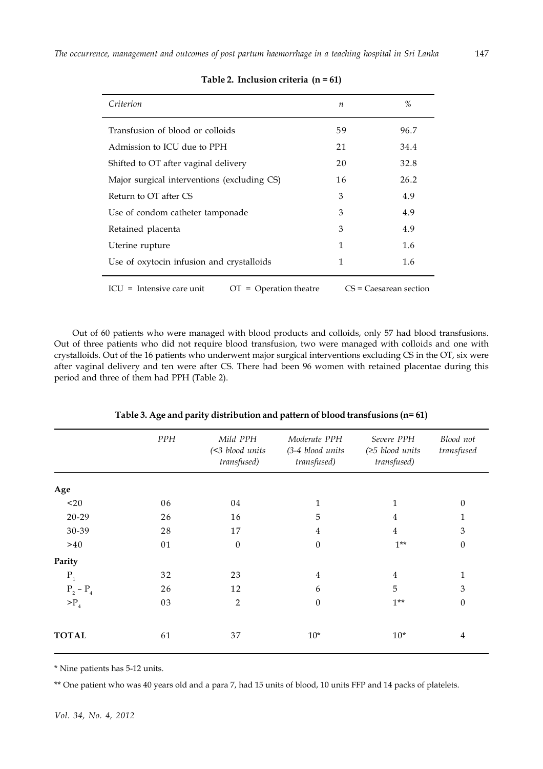**Table 2. Inclusion criteria (n = 61)**

| *Criterion* | *n* | *%* |
|---|---|---|
| Transfusion of blood or colloids | 59 | 96.7 |
| Admission to ICU due to PPH | 21 | 34.4 |
| Shifted to OT after vaginal delivery | 20 | 32.8 |
| Major surgical interventions (excluding CS) | 16 | 26.2 |
| Return to OT after CS | 3 | 4.9 |
| Use of condom catheter tamponade | 3 | 4.9 |
| Retained placenta | 3 | 4.9 |
| Uterine rupture | 1 | 1.6 |
| Use of oxytocin infusion and crystalloids | 1 | 1.6 |

ICU = Intensive care unit OT = Operation theatre CS = Caesarean section

Out of 60 patients who were managed with blood products and colloids, only 57 had blood transfusions. Out of three patients who did not require blood transfusion, two were managed with colloids and one with crystalloids. Out of the 16 patients who underwent major surgical interventions excluding CS in the OT, six were after vaginal delivery and ten were after CS. There had been 96 women with retained placentae during this period and three of them had PPH (Table 2).

**Table 3. Age and parity distribution and pattern of blood transfusions (n= 61)**

| | *PPH* | *Mild PPH (<3 blood units transfused)* | *Moderate PPH (3-4 blood units transfused)* | *Severe PPH (≥5 blood units transfused)* | *Blood not transfused* |
|---|---|---|---|---|---|
| **Age** | | | | | |
| <20 | 06 | 04 | 1 | 1 | 0 |
| 20-29 | 26 | 16 | 5 | 4 | 1 |
| 30-39 | 28 | 17 | 4 | 4 | 3 |
| >40 | 01 | 0 | 0 | 1** | 0 |
| **Parity** | | | | | |
| $P_1$ | 32 | 23 | 4 | 4 | 1 |
| $P_2 - P_4$ | 26 | 12 | 6 | 5 | 3 |
| $>P_4$ | 03 | 2 | 0 | 1** | 0 |
| **TOTAL** | 61 | 37 | 10* | 10* | 4 |

* Nine patients has 5-12 units.

** One patient who was 40 years old and a para 7, had 15 units of blood, 10 units FFP and 14 packs of platelets.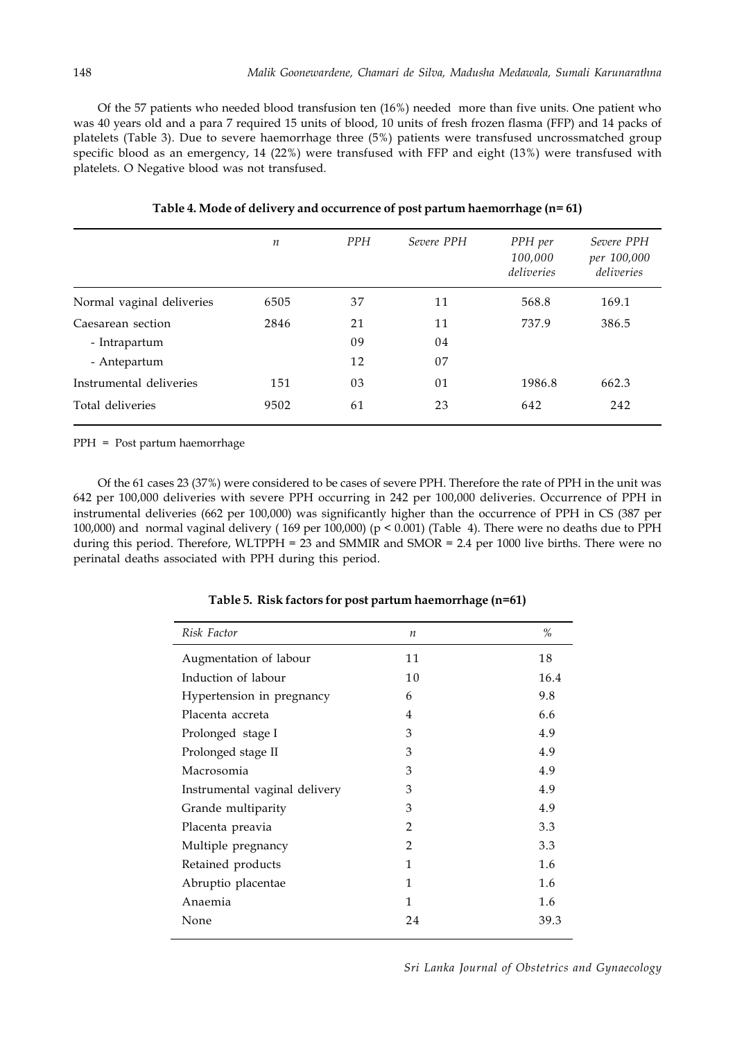Of the 57 patients who needed blood transfusion ten (16%) needed more than five units. One patient who was 40 years old and a para 7 required 15 units of blood, 10 units of fresh frozen flasma (FFP) and 14 packs of platelets (Table 3). Due to severe haemorrhage three (5%) patients were transfused uncrossmatched group specific blood as an emergency, 14 (22%) were transfused with FFP and eight (13%) were transfused with platelets. O Negative blood was not transfused.

**Table 4. Mode of delivery and occurrence of post partum haemorrhage (n= 61)**

| | *n* | *PPH* | *Severe PPH* | *PPH per 100,000 deliveries* | *Severe PPH per 100,000 deliveries* |
|---|---|---|---|---|---|
| Normal vaginal deliveries | 6505 | 37 | 11 | 568.8 | 169.1 |
| Caesarean section | 2846 | 21 | 11 | 737.9 | 386.5 |
| - Intrapartum | | 09 | 04 | | |
| - Antepartum | | 12 | 07 | | |
| Instrumental deliveries | 151 | 03 | 01 | 1986.8 | 662.3 |
| Total deliveries | 9502 | 61 | 23 | 642 | 242 |

PPH = Post partum haemorrhage

Of the 61 cases 23 (37%) were considered to be cases of severe PPH. Therefore the rate of PPH in the unit was 642 per 100,000 deliveries with severe PPH occurring in 242 per 100,000 deliveries. Occurrence of PPH in instrumental deliveries (662 per 100,000) was significantly higher than the occurrence of PPH in CS (387 per 100,000) and normal vaginal delivery ( 169 per 100,000) ($p < 0.001$) (Table 4). There were no deaths due to PPH during this period. Therefore, WLTPPH = 23 and SMMIR and SMOR = 2.4 per 1000 live births. There were no perinatal deaths associated with PPH during this period.

**Table 5. Risk factors for post partum haemorrhage (n=61)**

| *Risk Factor* | *n* | *%* |
|---|---|---|
| Augmentation of labour | 11 | 18 |
| Induction of labour | 10 | 16.4 |
| Hypertension in pregnancy | 6 | 9.8 |
| Placenta accreta | 4 | 6.6 |
| Prolonged stage I | 3 | 4.9 |
| Prolonged stage II | 3 | 4.9 |
| Macrosomia | 3 | 4.9 |
| Instrumental vaginal delivery | 3 | 4.9 |
| Grande multiparity | 3 | 4.9 |
| Placenta preavia | 2 | 3.3 |
| Multiple pregnancy | 2 | 3.3 |
| Retained products | 1 | 1.6 |
| Abruptio placentae | 1 | 1.6 |
| Anaemia | 1 | 1.6 |
| None | 24 | 39.3 |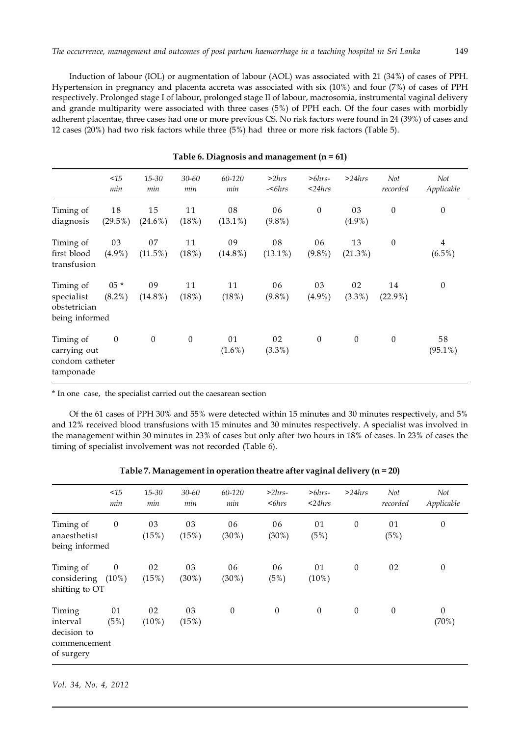Induction of labour (IOL) or augmentation of labour (AOL) was associated with 21 (34%) of cases of PPH. Hypertension in pregnancy and placenta accreta was associated with six (10%) and four (7%) of cases of PPH respectively. Prolonged stage I of labour, prolonged stage II of labour, macrosomia, instrumental vaginal delivery and grande multiparity were associated with three cases (5%) of PPH each. Of the four cases with morbidly adherent placentae, three cases had one or more previous CS. No risk factors were found in 24 (39%) of cases and 12 cases (20%) had two risk factors while three (5%) had three or more risk factors (Table 5).

**Table 6. Diagnosis and management (n = 61)**

| | *<15 min* | *15-30 min* | *30-60 min* | *60-120 min* | *>2hrs -<6hrs* | *>6hrs- <24hrs* | *>24hrs* | *Not recorded* | *Not Applicable* |
|---|---|---|---|---|---|---|---|---|---|
| Timing of diagnosis | 18 (29.5%) | 15 (24.6%) | 11 (18%) | 08 (13.1%) | 06 (9.8%) | 0 | 03 (4.9%) | 0 | 0 |
| Timing of first blood transfusion | 03 (4.9%) | 07 (11.5%) | 11 (18%) | 09 (14.8%) | 08 (13.1%) | 06 (9.8%) | 13 (21.3%) | 0 | 4 (6.5%) |
| Timing of specialist obstetrician being informed | 05 * (8.2%) | 09 (14.8%) | 11 (18%) | 11 (18%) | 06 (9.8%) | 03 (4.9%) | 02 (3.3%) | 14 (22.9%) | 0 |
| Timing of carrying out condom catheter tamponade | 0 | 0 | 0 | 01 (1.6%) | 02 (3.3%) | 0 | 0 | 0 | 58 (95.1%) |

\* In one case, the specialist carried out the caesarean section

Of the 61 cases of PPH 30% and 55% were detected within 15 minutes and 30 minutes respectively, and 5% and 12% received blood transfusions with 15 minutes and 30 minutes respectively. A specialist was involved in the management within 30 minutes in 23% of cases but only after two hours in 18% of cases. In 23% of cases the timing of specialist involvement was not recorded (Table 6).

**Table 7. Management in operation theatre after vaginal delivery (n = 20)**

| | *<15 min* | *15-30 min* | *30-60 min* | *60-120 min* | *>2hrs- <6hrs* | *>6hrs- <24hrs* | *>24hrs* | *Not recorded* | *Not Applicable* |
|---|---|---|---|---|---|---|---|---|---|
| Timing of anaesthetist being informed | 0 | 03 (15%) | 03 (15%) | 06 (30%) | 06 (30%) | 01 (5%) | 0 | 01 (5%) | 0 |
| Timing of considering shifting to OT | 0 (10%) | 02 (15%) | 03 (30%) | 06 (30%) | 06 (5%) | 01 (10%) | 0 | 02 | 0 |
| Timing interval decision to commencement of surgery | 01 (5%) | 02 (10%) | 03 (15%) | 0 | 0 | 0 | 0 | 0 | 0 (70%) |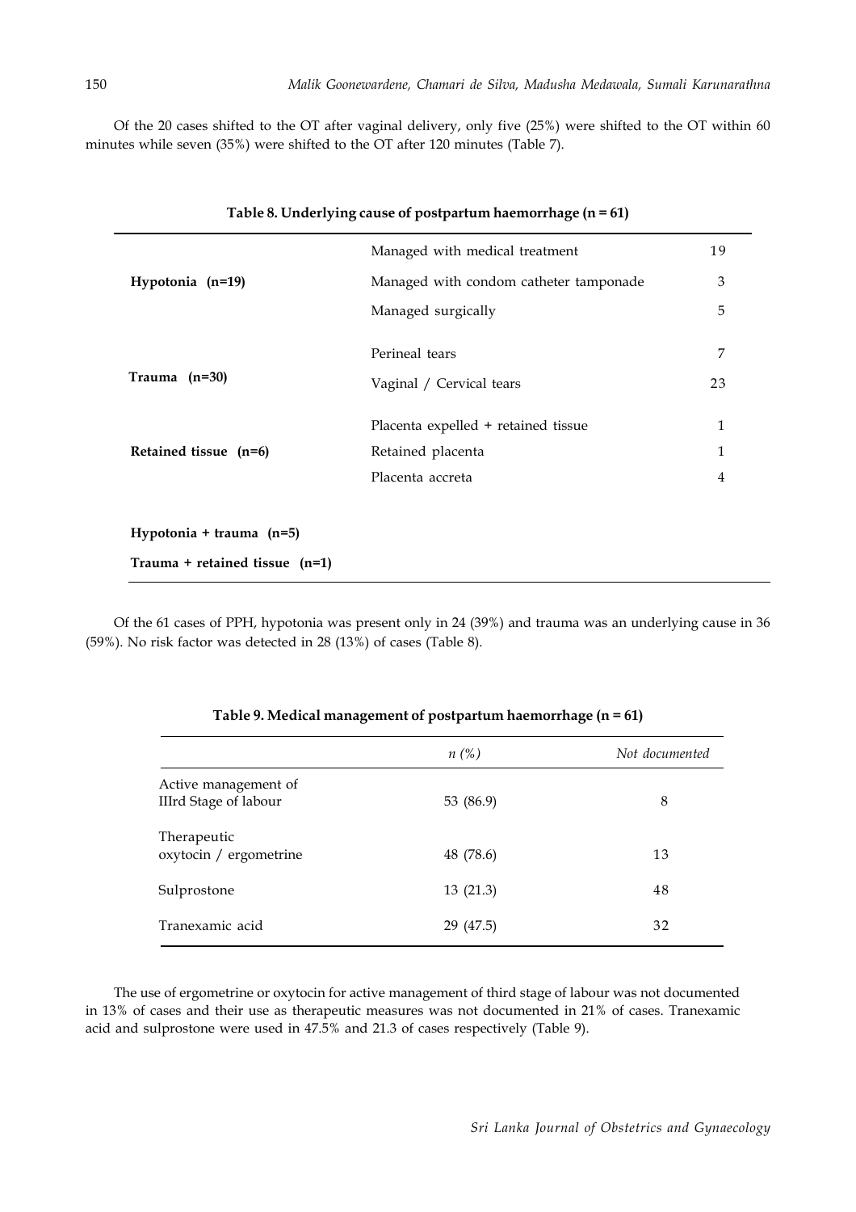Of the 20 cases shifted to the OT after vaginal delivery, only five (25%) were shifted to the OT within 60 minutes while seven (35%) were shifted to the OT after 120 minutes (Table 7).

**Table 8. Underlying cause of postpartum haemorrhage (n = 61)**

| | | |
|---|---|---|
| **Hypotonia (n=19)** | Managed with medical treatment | 19 |
| | Managed with condom catheter tamponade | 3 |
| | Managed surgically | 5 |
| **Trauma (n=30)** | Perineal tears | 7 |
| | Vaginal / Cervical tears | 23 |
| **Retained tissue (n=6)** | Placenta expelled + retained tissue | 1 |
| | Retained placenta | 1 |
| | Placenta accreta | 4 |
| **Hypotonia + trauma (n=5)** | | |
| **Trauma + retained tissue (n=1)** | | |

Of the 61 cases of PPH, hypotonia was present only in 24 (39%) and trauma was an underlying cause in 36 (59%). No risk factor was detected in 28 (13%) of cases (Table 8).

**Table 9. Medical management of postpartum haemorrhage (n = 61)**

| | *n (%)* | *Not documented* |
|---|---|---|
| Active management of IIIrd Stage of labour | 53 (86.9) | 8 |
| Therapeutic oxytocin / ergometrine | 48 (78.6) | 13 |
| Sulprostone | 13 (21.3) | 48 |
| Tranexamic acid | 29 (47.5) | 32 |

The use of ergometrine or oxytocin for active management of third stage of labour was not documented in 13% of cases and their use as therapeutic measures was not documented in 21% of cases. Tranexamic acid and sulprostone were used in 47.5% and 21.3 of cases respectively (Table 9).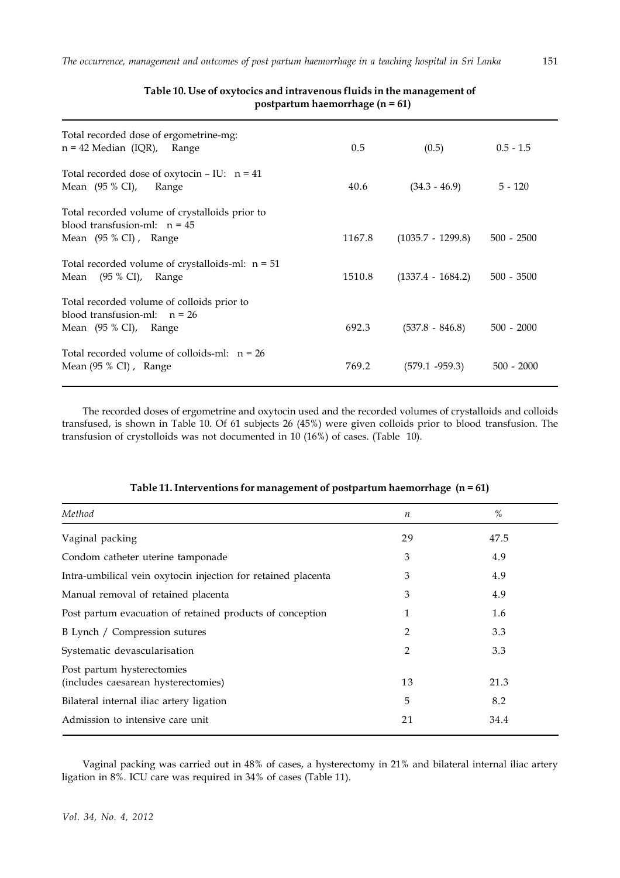**Table 10. Use of oxytocics and intravenous fluids in the management of postpartum haemorrhage (n = 61)**

| | | | |
|---|---|---|---|
| Total recorded dose of ergometrine-mg: n = 42 Median (IQR), Range | 0.5 | (0.5) | 0.5 - 1.5 |
| Total recorded dose of oxytocin – IU: n = 41 Mean (95 % CI), Range | 40.6 | (34.3 - 46.9) | 5 - 120 |
| Total recorded volume of crystalloids prior to blood transfusion-ml: n = 45 Mean (95 % CI), Range | 1167.8 | (1035.7 - 1299.8) | 500 - 2500 |
| Total recorded volume of crystalloids-ml: n = 51 Mean (95 % CI), Range | 1510.8 | (1337.4 - 1684.2) | 500 - 3500 |
| Total recorded volume of colloids prior to blood transfusion-ml: n = 26 Mean (95 % CI), Range | 692.3 | (537.8 - 846.8) | 500 - 2000 |
| Total recorded volume of colloids-ml: n = 26 Mean (95 % CI), Range | 769.2 | (579.1 -959.3) | 500 - 2000 |

The recorded doses of ergometrine and oxytocin used and the recorded volumes of crystalloids and colloids transfused, is shown in Table 10. Of 61 subjects 26 (45%) were given colloids prior to blood transfusion. The transfusion of crystolloids was not documented in 10 (16%) of cases. (Table 10).

**Table 11. Interventions for management of postpartum haemorrhage (n = 61)**

| *Method* | *n* | *%* |
|---|---|---|
| Vaginal packing | 29 | 47.5 |
| Condom catheter uterine tamponade | 3 | 4.9 |
| Intra-umbilical vein oxytocin injection for retained placenta | 3 | 4.9 |
| Manual removal of retained placenta | 3 | 4.9 |
| Post partum evacuation of retained products of conception | 1 | 1.6 |
| B Lynch / Compression sutures | 2 | 3.3 |
| Systematic devascularisation | 2 | 3.3 |
| Post partum hysterectomies (includes caesarean hysterectomies) | 13 | 21.3 |
| Bilateral internal iliac artery ligation | 5 | 8.2 |
| Admission to intensive care unit | 21 | 34.4 |

Vaginal packing was carried out in 48% of cases, a hysterectomy in 21% and bilateral internal iliac artery ligation in 8%. ICU care was required in 34% of cases (Table 11).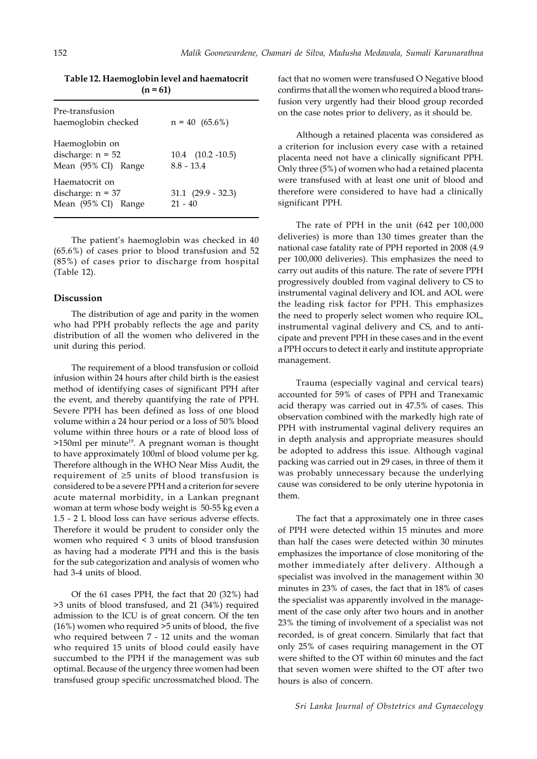**Table 12. Haemoglobin level and haematocrit (n = 61)**

| | |
|---|---|
| Pre-transfusion haemoglobin checked | n = 40 (65.6%) |
| Haemoglobin on discharge: n = 52<br>Mean (95% CI) Range | 10.4 (10.2 -10.5)<br>8.8 - 13.4 |
| Haematocrit on discharge: n = 37<br>Mean (95% CI) Range | 31.1 (29.9 - 32.3)<br>21 - 40 |

The patient's haemoglobin was checked in 40 (65.6%) of cases prior to blood transfusion and 52 (85%) of cases prior to discharge from hospital (Table 12).

## Discussion

The distribution of age and parity in the women who had PPH probably reflects the age and parity distribution of all the women who delivered in the unit during this period.

The requirement of a blood transfusion or colloid infusion within 24 hours after child birth is the easiest method of identifying cases of significant PPH after the event, and thereby quantifying the rate of PPH. Severe PPH has been defined as loss of one blood volume within a 24 hour period or a loss of 50% blood volume within three hours or a rate of blood loss of >150ml per minute[19]. A pregnant woman is thought to have approximately 100ml of blood volume per kg. Therefore although in the WHO Near Miss Audit, the requirement of ≥5 units of blood transfusion is considered to be a severe PPH and a criterion for severe acute maternal morbidity, in a Lankan pregnant woman at term whose body weight is 50-55 kg even a 1.5 - 2 L blood loss can have serious adverse effects. Therefore it would be prudent to consider only the women who required < 3 units of blood transfusion as having had a moderate PPH and this is the basis for the sub categorization and analysis of women who had 3-4 units of blood.

Of the 61 cases PPH, the fact that 20 (32%) had >3 units of blood transfused, and 21 (34%) required admission to the ICU is of great concern. Of the ten (16%) women who required >5 units of blood, the five who required between 7 - 12 units and the woman who required 15 units of blood could easily have succumbed to the PPH if the management was sub optimal. Because of the urgency three women had been transfused group specific uncrossmatched blood. The fact that no women were transfused O Negative blood confirms that all the women who required a blood transfusion very urgently had their blood group recorded on the case notes prior to delivery, as it should be.

Although a retained placenta was considered as a criterion for inclusion every case with a retained placenta need not have a clinically significant PPH. Only three (5%) of women who had a retained placenta were transfused with at least one unit of blood and therefore were considered to have had a clinically significant PPH.

The rate of PPH in the unit (642 per 100,000 deliveries) is more than 130 times greater than the national case fatality rate of PPH reported in 2008 (4.9 per 100,000 deliveries). This emphasizes the need to carry out audits of this nature. The rate of severe PPH progressively doubled from vaginal delivery to CS to instrumental vaginal delivery and IOL and AOL were the leading risk factor for PPH. This emphasizes the need to properly select women who require IOL, instrumental vaginal delivery and CS, and to anticipate and prevent PPH in these cases and in the event a PPH occurs to detect it early and institute appropriate management.

Trauma (especially vaginal and cervical tears) accounted for 59% of cases of PPH and Tranexamic acid therapy was carried out in 47.5% of cases. This observation combined with the markedly high rate of PPH with instrumental vaginal delivery requires an in depth analysis and appropriate measures should be adopted to address this issue. Although vaginal packing was carried out in 29 cases, in three of them it was probably unnecessary because the underlying cause was considered to be only uterine hypotonia in them.

The fact that a approximately one in three cases of PPH were detected within 15 minutes and more than half the cases were detected within 30 minutes emphasizes the importance of close monitoring of the mother immediately after delivery. Although a specialist was involved in the management within 30 minutes in 23% of cases, the fact that in 18% of cases the specialist was apparently involved in the management of the case only after two hours and in another 23% the timing of involvement of a specialist was not recorded, is of great concern. Similarly that fact that only 25% of cases requiring management in the OT were shifted to the OT within 60 minutes and the fact that seven women were shifted to the OT after two hours is also of concern.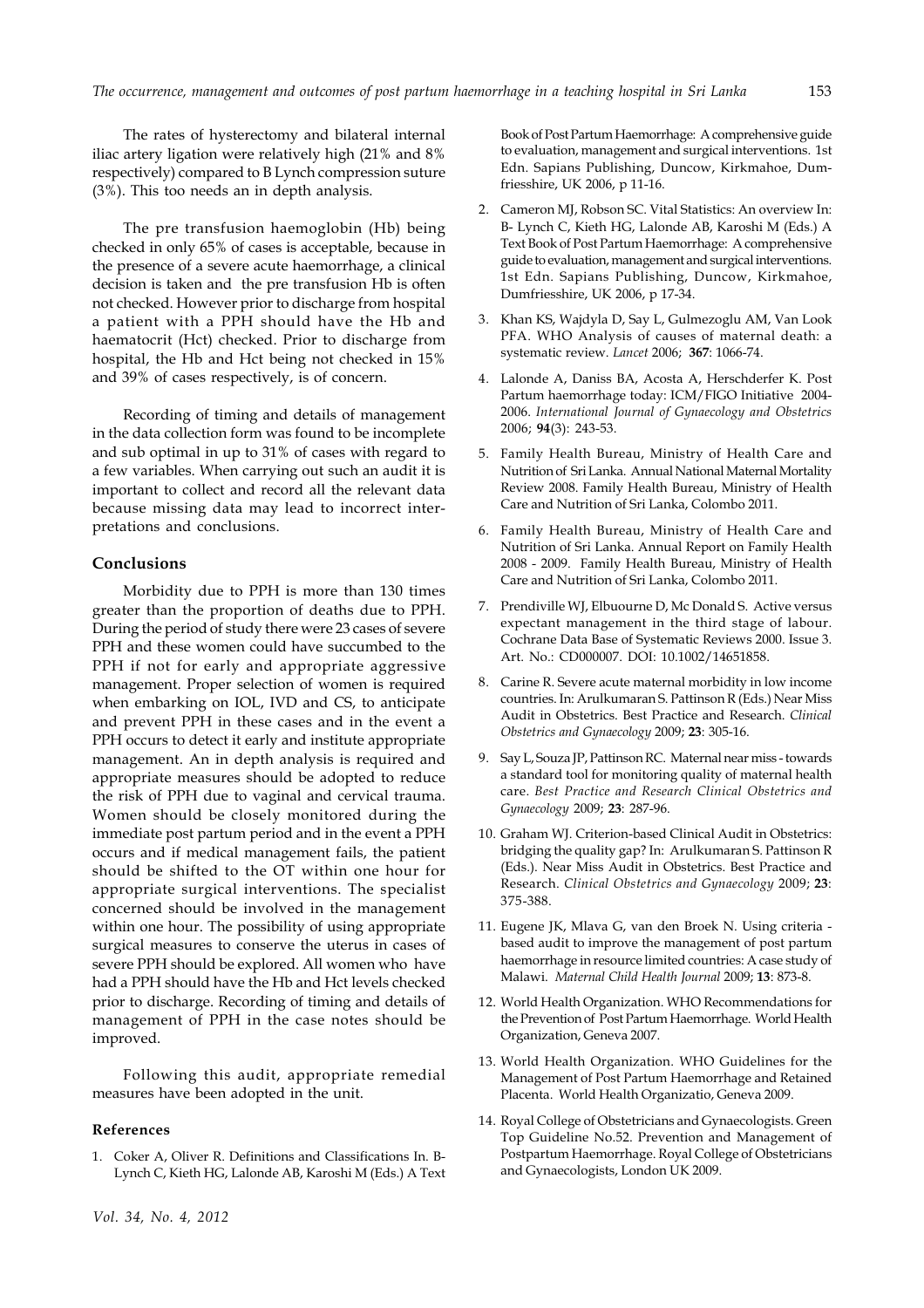The rates of hysterectomy and bilateral internal iliac artery ligation were relatively high (21% and 8% respectively) compared to B Lynch compression suture (3%). This too needs an in depth analysis.

The pre transfusion haemoglobin (Hb) being checked in only 65% of cases is acceptable, because in the presence of a severe acute haemorrhage, a clinical decision is taken and the pre transfusion Hb is often not checked. However prior to discharge from hospital a patient with a PPH should have the Hb and haematocrit (Hct) checked. Prior to discharge from hospital, the Hb and Hct being not checked in 15% and 39% of cases respectively, is of concern.

Recording of timing and details of management in the data collection form was found to be incomplete and sub optimal in up to 31% of cases with regard to a few variables. When carrying out such an audit it is important to collect and record all the relevant data because missing data may lead to incorrect interpretations and conclusions.

## Conclusions

Morbidity due to PPH is more than 130 times greater than the proportion of deaths due to PPH. During the period of study there were 23 cases of severe PPH and these women could have succumbed to the PPH if not for early and appropriate aggressive management. Proper selection of women is required when embarking on IOL, IVD and CS, to anticipate and prevent PPH in these cases and in the event a PPH occurs to detect it early and institute appropriate management. An in depth analysis is required and appropriate measures should be adopted to reduce the risk of PPH due to vaginal and cervical trauma. Women should be closely monitored during the immediate post partum period and in the event a PPH occurs and if medical management fails, the patient should be shifted to the OT within one hour for appropriate surgical interventions. The specialist concerned should be involved in the management within one hour. The possibility of using appropriate surgical measures to conserve the uterus in cases of severe PPH should be explored. All women who have had a PPH should have the Hb and Hct levels checked prior to discharge. Recording of timing and details of management of PPH in the case notes should be improved.

Following this audit, appropriate remedial measures have been adopted in the unit.

### References

1. Coker A, Oliver R. Definitions and Classifications In. B-Lynch C, Kieth HG, Lalonde AB, Karoshi M (Eds.) A Text Book of Post Partum Haemorrhage: A comprehensive guide to evaluation, management and surgical interventions. 1st Edn. Sapians Publishing, Duncow, Kirkmahoe, Dumfriesshire, UK 2006, p 11-16.
2. Cameron MJ, Robson SC. Vital Statistics: An overview In: B- Lynch C, Kieth HG, Lalonde AB, Karoshi M (Eds.) A Text Book of Post Partum Haemorrhage: A comprehensive guide to evaluation, management and surgical interventions. 1st Edn. Sapians Publishing, Duncow, Kirkmahoe, Dumfriesshire, UK 2006, p 17-34.
3. Khan KS, Wajdyla D, Say L, Gulmezoglu AM, Van Look PFA. WHO Analysis of causes of maternal death: a systematic review. *Lancet* 2006; **367**: 1066-74.
4. Lalonde A, Daniss BA, Acosta A, Herschderfer K. Post Partum haemorrhage today: ICM/FIGO Initiative 2004-2006. *International Journal of Gynaecology and Obstetrics* 2006; **94**(3): 243-53.
5. Family Health Bureau, Ministry of Health Care and Nutrition of Sri Lanka. Annual National Maternal Mortality Review 2008. Family Health Bureau, Ministry of Health Care and Nutrition of Sri Lanka, Colombo 2011.
6. Family Health Bureau, Ministry of Health Care and Nutrition of Sri Lanka. Annual Report on Family Health 2008 - 2009. Family Health Bureau, Ministry of Health Care and Nutrition of Sri Lanka, Colombo 2011.
7. Prendiville WJ, Elbuourne D, Mc Donald S. Active versus expectant management in the third stage of labour. Cochrane Data Base of Systematic Reviews 2000. Issue 3. Art. No.: CD000007. DOI: 10.1002/14651858.
8. Carine R. Severe acute maternal morbidity in low income countries. In: Arulkumaran S. Pattinson R (Eds.) Near Miss Audit in Obstetrics. Best Practice and Research. *Clinical Obstetrics and Gynaecology* 2009; **23**: 305-16.
9. Say L, Souza JP, Pattinson RC. Maternal near miss - towards a standard tool for monitoring quality of maternal health care. *Best Practice and Research Clinical Obstetrics and Gynaecology* 2009; **23**: 287-96.
10. Graham WJ. Criterion-based Clinical Audit in Obstetrics: bridging the quality gap? In: Arulkumaran S. Pattinson R (Eds.). Near Miss Audit in Obstetrics. Best Practice and Research. *Clinical Obstetrics and Gynaecology* 2009; **23**: 375-388.
11. Eugene JK, Mlava G, van den Broek N. Using criteria - based audit to improve the management of post partum haemorrhage in resource limited countries: A case study of Malawi. *Maternal Child Health Journal* 2009; **13**: 873-8.
12. World Health Organization. WHO Recommendations for the Prevention of Post Partum Haemorrhage. World Health Organization, Geneva 2007.
13. World Health Organization. WHO Guidelines for the Management of Post Partum Haemorrhage and Retained Placenta. World Health Organizatio, Geneva 2009.
14. Royal College of Obstetricians and Gynaecologists. Green Top Guideline No.52. Prevention and Management of Postpartum Haemorrhage. Royal College of Obstetricians and Gynaecologists, London UK 2009.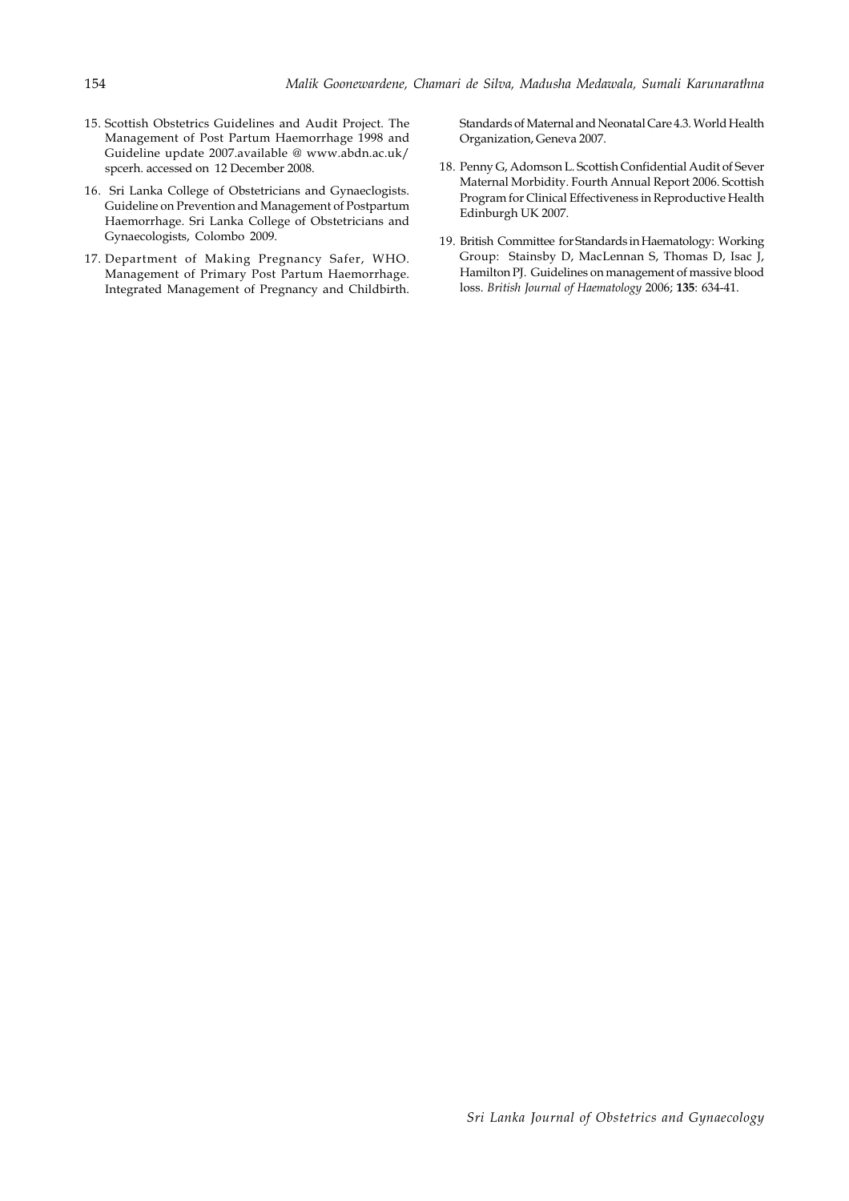15. Scottish Obstetrics Guidelines and Audit Project. The Management of Post Partum Haemorrhage 1998 and Guideline update 2007.available @ www.abdn.ac.uk/spcerh. accessed on 12 December 2008.

16. Sri Lanka College of Obstetricians and Gynaeclogists. Guideline on Prevention and Management of Postpartum Haemorrhage. Sri Lanka College of Obstetricians and Gynaecologists, Colombo 2009.

17. Department of Making Pregnancy Safer, WHO. Management of Primary Post Partum Haemorrhage. Integrated Management of Pregnancy and Childbirth. Standards of Maternal and Neonatal Care 4.3. World Health Organization, Geneva 2007.

18. Penny G, Adomson L. Scottish Confidential Audit of Sever Maternal Morbidity. Fourth Annual Report 2006. Scottish Program for Clinical Effectiveness in Reproductive Health Edinburgh UK 2007.

19. British Committee for Standards in Haematology: Working Group: Stainsby D, MacLennan S, Thomas D, Isac J, Hamilton PJ. Guidelines on management of massive blood loss. *British Journal of Haematology* 2006; **135**: 634-41.